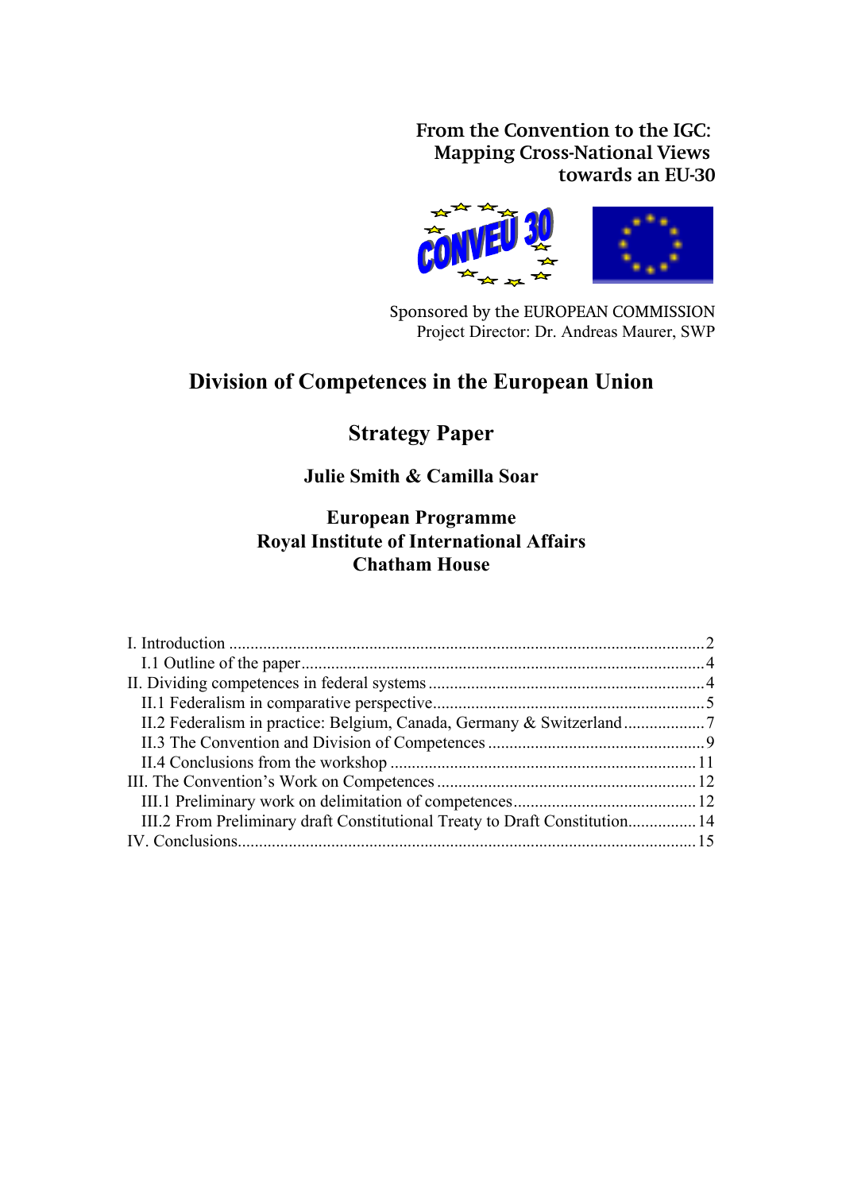**From the Convention to the IGC: Mapping Cross-National Views towards an EU-30**

Sponsored by the EUROPEAN COMMISSION
Project Director: Dr. Andreas Maurer, SWP

# Division of Competences in the European Union

## Strategy Paper

**Julie Smith & Camilla Soar**

**European Programme**
**Royal Institute of International Affairs**
**Chatham House**

I. Introduction ........ 2
 I.1 Outline of the paper ........ 4
II. Dividing competences in federal systems ........ 4
 II.1 Federalism in comparative perspective ........ 5
 II.2 Federalism in practice: Belgium, Canada, Germany & Switzerland ........ 7
 II.3 The Convention and Division of Competences ........ 9
 II.4 Conclusions from the workshop ........ 11
III. The Convention's Work on Competences ........ 12
 III.1 Preliminary work on delimitation of competences ........ 12
 III.2 From Preliminary draft Constitutional Treaty to Draft Constitution ........ 14
IV. Conclusions ........ 15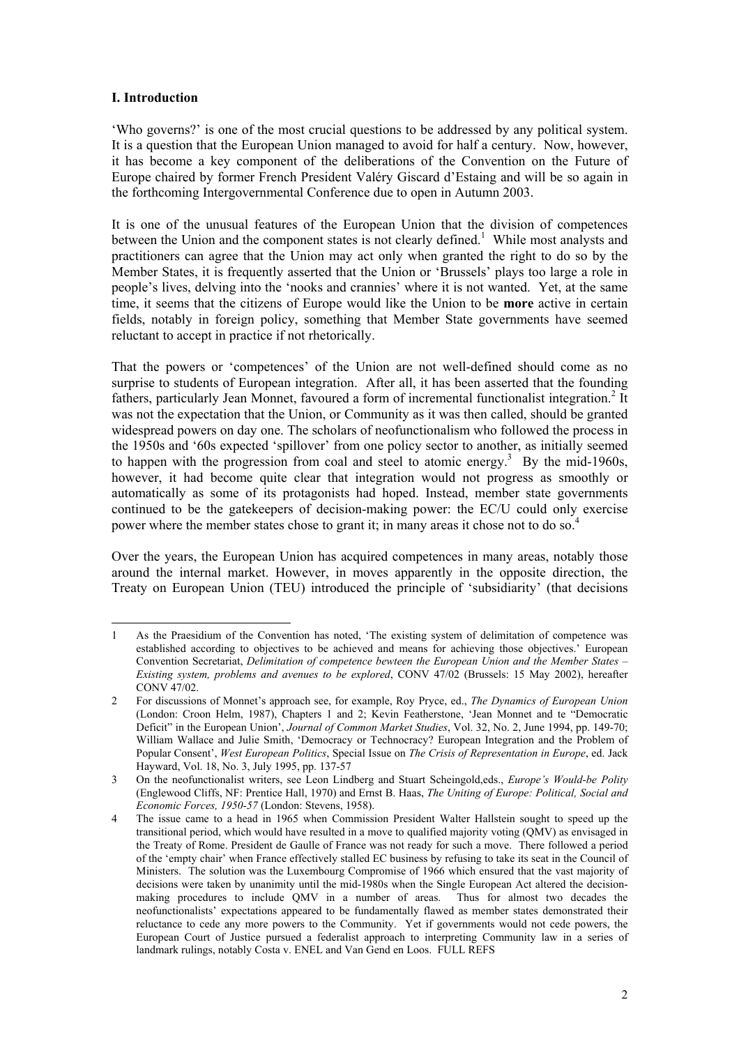## I. Introduction

'Who governs?' is one of the most crucial questions to be addressed by any political system. It is a question that the European Union managed to avoid for half a century. Now, however, it has become a key component of the deliberations of the Convention on the Future of Europe chaired by former French President Valéry Giscard d'Estaing and will be so again in the forthcoming Intergovernmental Conference due to open in Autumn 2003.

It is one of the unusual features of the European Union that the division of competences between the Union and the component states is not clearly defined.[1] While most analysts and practitioners can agree that the Union may act only when granted the right to do so by the Member States, it is frequently asserted that the Union or 'Brussels' plays too large a role in people's lives, delving into the 'nooks and crannies' where it is not wanted. Yet, at the same time, it seems that the citizens of Europe would like the Union to be **more** active in certain fields, notably in foreign policy, something that Member State governments have seemed reluctant to accept in practice if not rhetorically.

That the powers or 'competences' of the Union are not well-defined should come as no surprise to students of European integration. After all, it has been asserted that the founding fathers, particularly Jean Monnet, favoured a form of incremental functionalist integration.[2] It was not the expectation that the Union, or Community as it was then called, should be granted widespread powers on day one. The scholars of neofunctionalism who followed the process in the 1950s and '60s expected 'spillover' from one policy sector to another, as initially seemed to happen with the progression from coal and steel to atomic energy.[3] By the mid-1960s, however, it had become quite clear that integration would not progress as smoothly or automatically as some of its protagonists had hoped. Instead, member state governments continued to be the gatekeepers of decision-making power: the EC/U could only exercise power where the member states chose to grant it; in many areas it chose not to do so.[4]

Over the years, the European Union has acquired competences in many areas, notably those around the internal market. However, in moves apparently in the opposite direction, the Treaty on European Union (TEU) introduced the principle of 'subsidiarity' (that decisions

---

1 As the Praesidium of the Convention has noted, 'The existing system of delimitation of competence was established according to objectives to be achieved and means for achieving those objectives.' European Convention Secretariat, *Delimitation of competence bewteen the European Union and the Member States – Existing system, problems and avenues to be explored*, CONV 47/02 (Brussels: 15 May 2002), hereafter CONV 47/02.

2 For discussions of Monnet's approach see, for example, Roy Pryce, ed., *The Dynamics of European Union* (London: Croon Helm, 1987), Chapters 1 and 2; Kevin Featherstone, 'Jean Monnet and te "Democratic Deficit" in the European Union', *Journal of Common Market Studies*, Vol. 32, No. 2, June 1994, pp. 149-70; William Wallace and Julie Smith, 'Democracy or Technocracy? European Integration and the Problem of Popular Consent', *West European Politics*, Special Issue on *The Crisis of Representation in Europe*, ed. Jack Hayward, Vol. 18, No. 3, July 1995, pp. 137-57

3 On the neofunctionalist writers, see Leon Lindberg and Stuart Scheingold,eds., *Europe's Would-be Polity* (Englewood Cliffs, NF: Prentice Hall, 1970) and Ernst B. Haas, *The Uniting of Europe: Political, Social and Economic Forces, 1950-57* (London: Stevens, 1958).

4 The issue came to a head in 1965 when Commission President Walter Hallstein sought to speed up the transitional period, which would have resulted in a move to qualified majority voting (QMV) as envisaged in the Treaty of Rome. President de Gaulle of France was not ready for such a move. There followed a period of the 'empty chair' when France effectively stalled EC business by refusing to take its seat in the Council of Ministers. The solution was the Luxembourg Compromise of 1966 which ensured that the vast majority of decisions were taken by unanimity until the mid-1980s when the Single European Act altered the decision-making procedures to include QMV in a number of areas. Thus for almost two decades the neofunctionalists' expectations appeared to be fundamentally flawed as member states demonstrated their reluctance to cede any more powers to the Community. Yet if governments would not cede powers, the European Court of Justice pursued a federalist approach to interpreting Community law in a series of landmark rulings, notably Costa v. ENEL and Van Gend en Loos. FULL REFS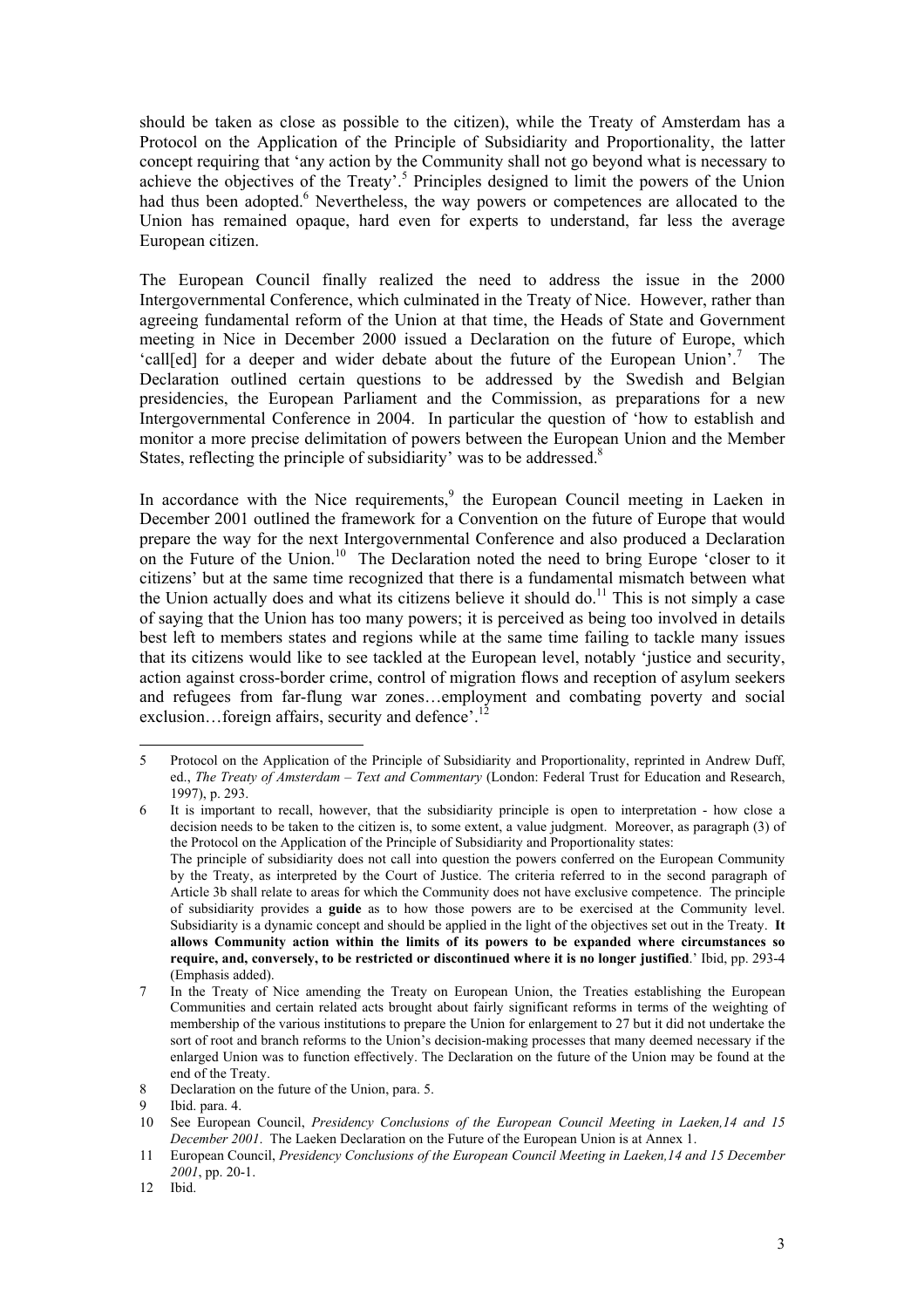should be taken as close as possible to the citizen), while the Treaty of Amsterdam has a Protocol on the Application of the Principle of Subsidiarity and Proportionality, the latter concept requiring that 'any action by the Community shall not go beyond what is necessary to achieve the objectives of the Treaty'.[5] Principles designed to limit the powers of the Union had thus been adopted.[6] Nevertheless, the way powers or competences are allocated to the Union has remained opaque, hard even for experts to understand, far less the average European citizen.

The European Council finally realized the need to address the issue in the 2000 Intergovernmental Conference, which culminated in the Treaty of Nice. However, rather than agreeing fundamental reform of the Union at that time, the Heads of State and Government meeting in Nice in December 2000 issued a Declaration on the future of Europe, which 'call[ed] for a deeper and wider debate about the future of the European Union'.[7] The Declaration outlined certain questions to be addressed by the Swedish and Belgian presidencies, the European Parliament and the Commission, as preparations for a new Intergovernmental Conference in 2004. In particular the question of 'how to establish and monitor a more precise delimitation of powers between the European Union and the Member States, reflecting the principle of subsidiarity' was to be addressed.[8]

In accordance with the Nice requirements,[9] the European Council meeting in Laeken in December 2001 outlined the framework for a Convention on the future of Europe that would prepare the way for the next Intergovernmental Conference and also produced a Declaration on the Future of the Union.[10] The Declaration noted the need to bring Europe 'closer to it citizens' but at the same time recognized that there is a fundamental mismatch between what the Union actually does and what its citizens believe it should do.[11] This is not simply a case of saying that the Union has too many powers; it is perceived as being too involved in details best left to members states and regions while at the same time failing to tackle many issues that its citizens would like to see tackled at the European level, notably 'justice and security, action against cross-border crime, control of migration flows and reception of asylum seekers and refugees from far-flung war zones…employment and combating poverty and social exclusion…foreign affairs, security and defence'.[12]

---

5 Protocol on the Application of the Principle of Subsidiarity and Proportionality, reprinted in Andrew Duff, ed., *The Treaty of Amsterdam – Text and Commentary* (London: Federal Trust for Education and Research, 1997), p. 293.

6 It is important to recall, however, that the subsidiarity principle is open to interpretation - how close a decision needs to be taken to the citizen is, to some extent, a value judgment. Moreover, as paragraph (3) of the Protocol on the Application of the Principle of Subsidiarity and Proportionality states:
The principle of subsidiarity does not call into question the powers conferred on the European Community by the Treaty, as interpreted by the Court of Justice. The criteria referred to in the second paragraph of Article 3b shall relate to areas for which the Community does not have exclusive competence. The principle of subsidiarity provides a **guide** as to how those powers are to be exercised at the Community level. Subsidiarity is a dynamic concept and should be applied in the light of the objectives set out in the Treaty. **It allows Community action within the limits of its powers to be expanded where circumstances so require, and, conversely, to be restricted or discontinued where it is no longer justified**.' Ibid, pp. 293-4 (Emphasis added).

7 In the Treaty of Nice amending the Treaty on European Union, the Treaties establishing the European Communities and certain related acts brought about fairly significant reforms in terms of the weighting of membership of the various institutions to prepare the Union for enlargement to 27 but it did not undertake the sort of root and branch reforms to the Union's decision-making processes that many deemed necessary if the enlarged Union was to function effectively. The Declaration on the future of the Union may be found at the end of the Treaty.

8 Declaration on the future of the Union, para. 5.

9 Ibid. para. 4.

10 See European Council, *Presidency Conclusions of the European Council Meeting in Laeken,14 and 15 December 2001*. The Laeken Declaration on the Future of the European Union is at Annex 1.

11 European Council, *Presidency Conclusions of the European Council Meeting in Laeken,14 and 15 December 2001*, pp. 20-1.

12 Ibid.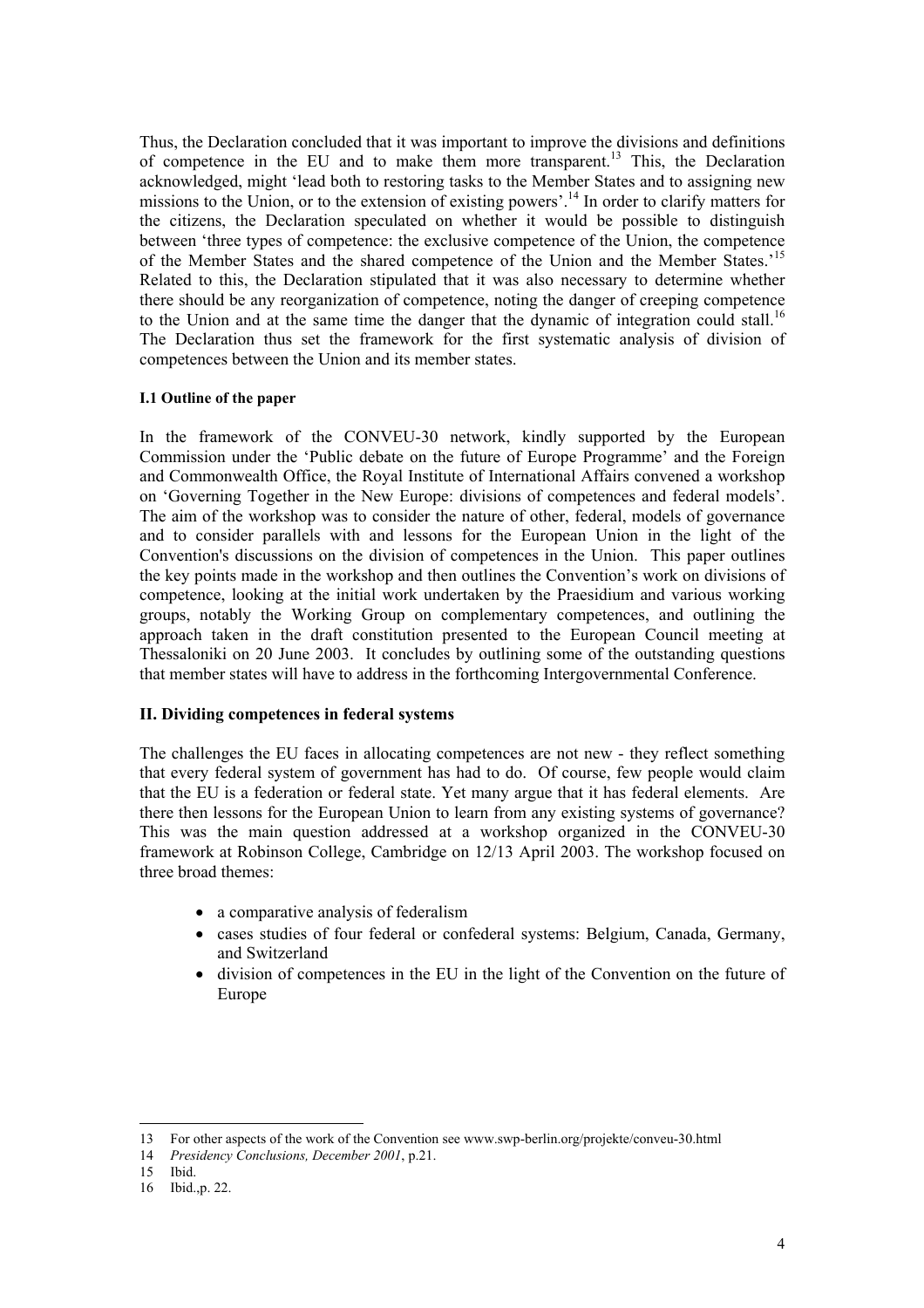Thus, the Declaration concluded that it was important to improve the divisions and definitions of competence in the EU and to make them more transparent.[13] This, the Declaration acknowledged, might 'lead both to restoring tasks to the Member States and to assigning new missions to the Union, or to the extension of existing powers'.[14] In order to clarify matters for the citizens, the Declaration speculated on whether it would be possible to distinguish between 'three types of competence: the exclusive competence of the Union, the competence of the Member States and the shared competence of the Union and the Member States.'[15] Related to this, the Declaration stipulated that it was also necessary to determine whether there should be any reorganization of competence, noting the danger of creeping competence to the Union and at the same time the danger that the dynamic of integration could stall.[16] The Declaration thus set the framework for the first systematic analysis of division of competences between the Union and its member states.

#### I.1 Outline of the paper

In the framework of the CONVEU-30 network, kindly supported by the European Commission under the 'Public debate on the future of Europe Programme' and the Foreign and Commonwealth Office, the Royal Institute of International Affairs convened a workshop on 'Governing Together in the New Europe: divisions of competences and federal models'. The aim of the workshop was to consider the nature of other, federal, models of governance and to consider parallels with and lessons for the European Union in the light of the Convention's discussions on the division of competences in the Union. This paper outlines the key points made in the workshop and then outlines the Convention's work on divisions of competence, looking at the initial work undertaken by the Praesidium and various working groups, notably the Working Group on complementary competences, and outlining the approach taken in the draft constitution presented to the European Council meeting at Thessaloniki on 20 June 2003. It concludes by outlining some of the outstanding questions that member states will have to address in the forthcoming Intergovernmental Conference.

### II. Dividing competences in federal systems

The challenges the EU faces in allocating competences are not new - they reflect something that every federal system of government has had to do. Of course, few people would claim that the EU is a federation or federal state. Yet many argue that it has federal elements. Are there then lessons for the European Union to learn from any existing systems of governance? This was the main question addressed at a workshop organized in the CONVEU-30 framework at Robinson College, Cambridge on 12/13 April 2003. The workshop focused on three broad themes:

- a comparative analysis of federalism
- cases studies of four federal or confederal systems: Belgium, Canada, Germany, and Switzerland
- division of competences in the EU in the light of the Convention on the future of Europe

---

13 For other aspects of the work of the Convention see www.swp-berlin.org/projekte/conveu-30.html

14 *Presidency Conclusions, December 2001*, p.21.

15 Ibid.

16 Ibid.,p. 22.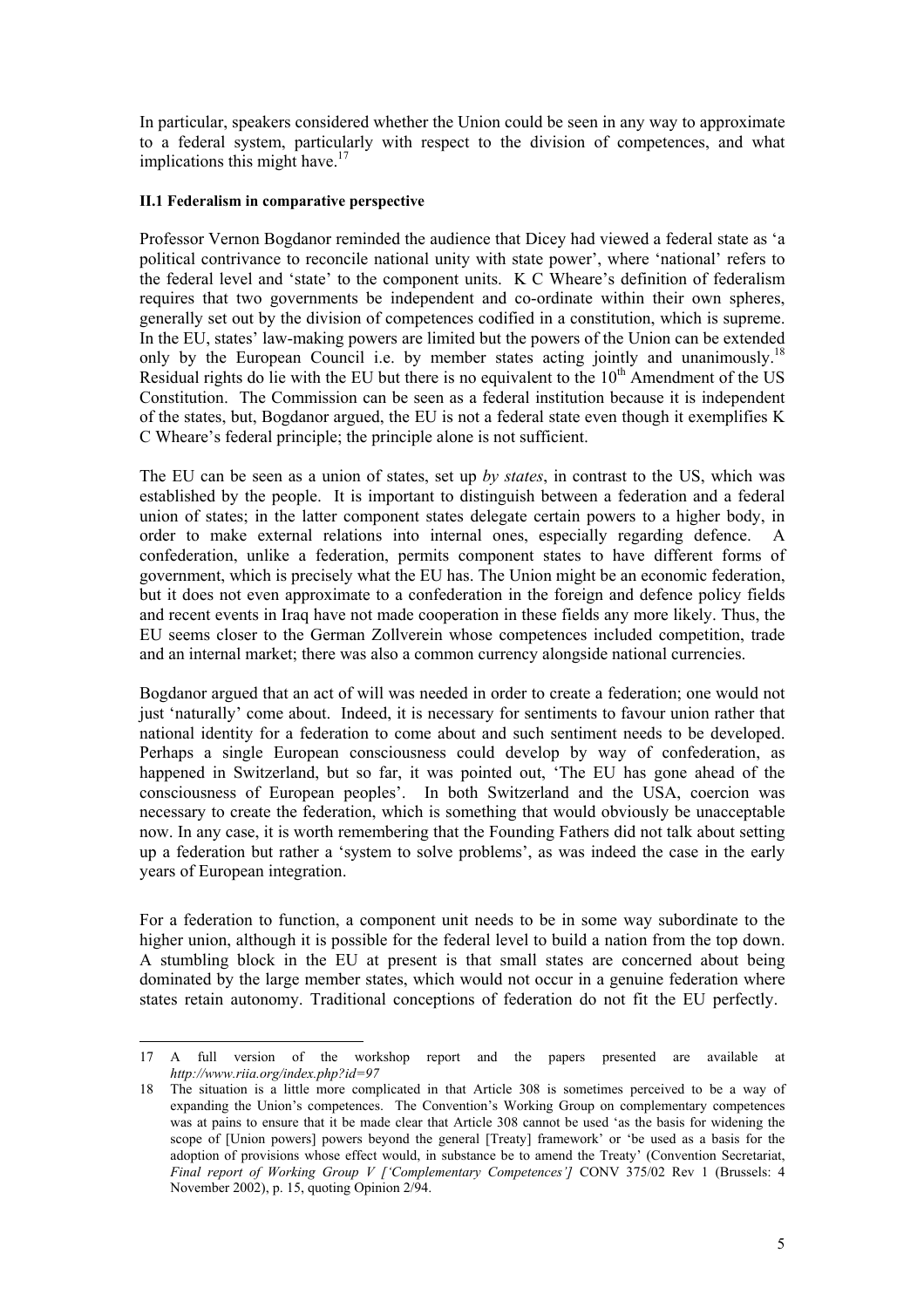In particular, speakers considered whether the Union could be seen in any way to approximate to a federal system, particularly with respect to the division of competences, and what implications this might have.[17]

#### II.1 Federalism in comparative perspective

Professor Vernon Bogdanor reminded the audience that Dicey had viewed a federal state as 'a political contrivance to reconcile national unity with state power', where 'national' refers to the federal level and 'state' to the component units. K C Wheare's definition of federalism requires that two governments be independent and co-ordinate within their own spheres, generally set out by the division of competences codified in a constitution, which is supreme. In the EU, states' law-making powers are limited but the powers of the Union can be extended only by the European Council i.e. by member states acting jointly and unanimously.[18] Residual rights do lie with the EU but there is no equivalent to the 10th Amendment of the US Constitution. The Commission can be seen as a federal institution because it is independent of the states, but, Bogdanor argued, the EU is not a federal state even though it exemplifies K C Wheare's federal principle; the principle alone is not sufficient.

The EU can be seen as a union of states, set up *by states*, in contrast to the US, which was established by the people. It is important to distinguish between a federation and a federal union of states; in the latter component states delegate certain powers to a higher body, in order to make external relations into internal ones, especially regarding defence. A confederation, unlike a federation, permits component states to have different forms of government, which is precisely what the EU has. The Union might be an economic federation, but it does not even approximate to a confederation in the foreign and defence policy fields and recent events in Iraq have not made cooperation in these fields any more likely. Thus, the EU seems closer to the German Zollverein whose competences included competition, trade and an internal market; there was also a common currency alongside national currencies.

Bogdanor argued that an act of will was needed in order to create a federation; one would not just 'naturally' come about. Indeed, it is necessary for sentiments to favour union rather that national identity for a federation to come about and such sentiment needs to be developed. Perhaps a single European consciousness could develop by way of confederation, as happened in Switzerland, but so far, it was pointed out, 'The EU has gone ahead of the consciousness of European peoples'. In both Switzerland and the USA, coercion was necessary to create the federation, which is something that would obviously be unacceptable now. In any case, it is worth remembering that the Founding Fathers did not talk about setting up a federation but rather a 'system to solve problems', as was indeed the case in the early years of European integration.

For a federation to function, a component unit needs to be in some way subordinate to the higher union, although it is possible for the federal level to build a nation from the top down. A stumbling block in the EU at present is that small states are concerned about being dominated by the large member states, which would not occur in a genuine federation where states retain autonomy. Traditional conceptions of federation do not fit the EU perfectly.

---

17 A full version of the workshop report and the papers presented are available at *http://www.riia.org/index.php?id=97*

18 The situation is a little more complicated in that Article 308 is sometimes perceived to be a way of expanding the Union's competences. The Convention's Working Group on complementary competences was at pains to ensure that it be made clear that Article 308 cannot be used 'as the basis for widening the scope of [Union powers] powers beyond the general [Treaty] framework' or 'be used as a basis for the adoption of provisions whose effect would, in substance be to amend the Treaty' (Convention Secretariat, *Final report of Working Group V ['Complementary Competences']* CONV 375/02 Rev 1 (Brussels: 4 November 2002), p. 15, quoting Opinion 2/94.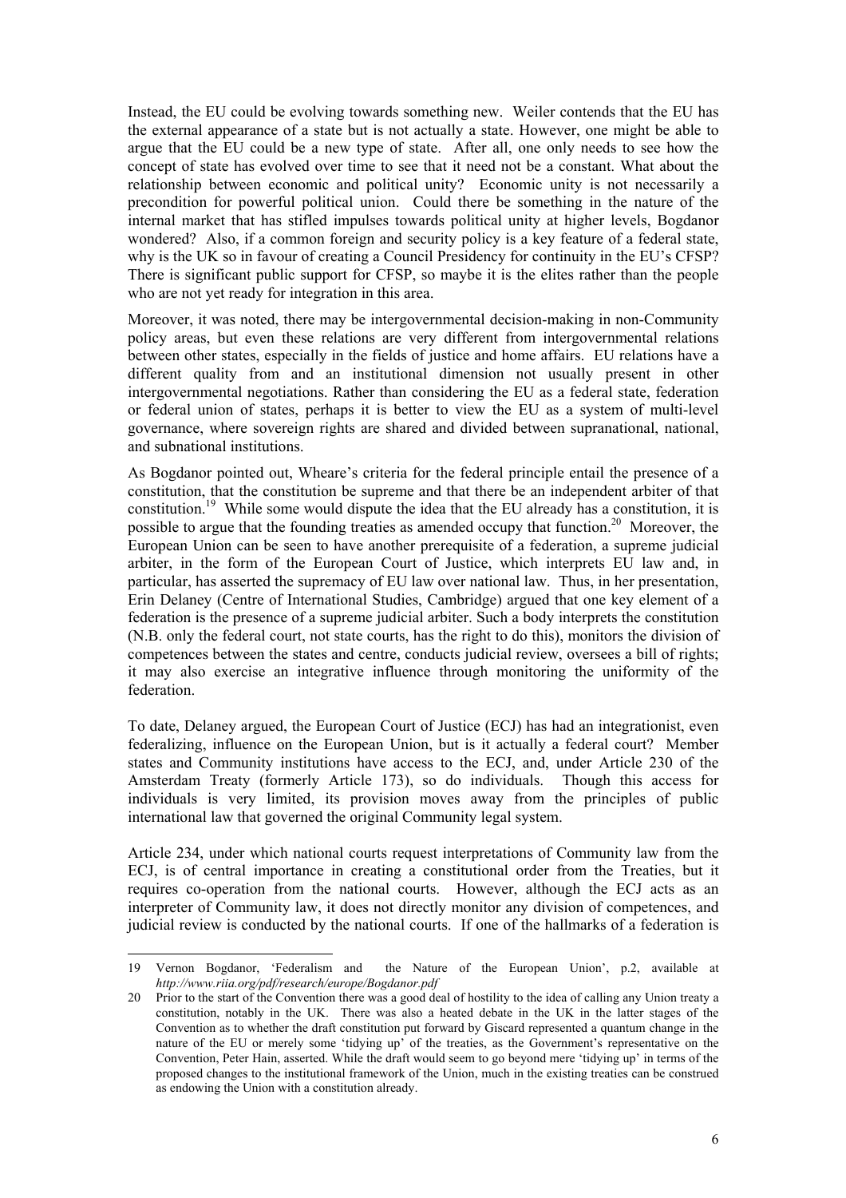Instead, the EU could be evolving towards something new. Weiler contends that the EU has the external appearance of a state but is not actually a state. However, one might be able to argue that the EU could be a new type of state. After all, one only needs to see how the concept of state has evolved over time to see that it need not be a constant. What about the relationship between economic and political unity? Economic unity is not necessarily a precondition for powerful political union. Could there be something in the nature of the internal market that has stifled impulses towards political unity at higher levels, Bogdanor wondered? Also, if a common foreign and security policy is a key feature of a federal state, why is the UK so in favour of creating a Council Presidency for continuity in the EU's CFSP? There is significant public support for CFSP, so maybe it is the elites rather than the people who are not yet ready for integration in this area.

Moreover, it was noted, there may be intergovernmental decision-making in non-Community policy areas, but even these relations are very different from intergovernmental relations between other states, especially in the fields of justice and home affairs. EU relations have a different quality from and an institutional dimension not usually present in other intergovernmental negotiations. Rather than considering the EU as a federal state, federation or federal union of states, perhaps it is better to view the EU as a system of multi-level governance, where sovereign rights are shared and divided between supranational, national, and subnational institutions.

As Bogdanor pointed out, Wheare's criteria for the federal principle entail the presence of a constitution, that the constitution be supreme and that there be an independent arbiter of that constitution.[19] While some would dispute the idea that the EU already has a constitution, it is possible to argue that the founding treaties as amended occupy that function.[20] Moreover, the European Union can be seen to have another prerequisite of a federation, a supreme judicial arbiter, in the form of the European Court of Justice, which interprets EU law and, in particular, has asserted the supremacy of EU law over national law. Thus, in her presentation, Erin Delaney (Centre of International Studies, Cambridge) argued that one key element of a federation is the presence of a supreme judicial arbiter. Such a body interprets the constitution (N.B. only the federal court, not state courts, has the right to do this), monitors the division of competences between the states and centre, conducts judicial review, oversees a bill of rights; it may also exercise an integrative influence through monitoring the uniformity of the federation.

To date, Delaney argued, the European Court of Justice (ECJ) has had an integrationist, even federalizing, influence on the European Union, but is it actually a federal court? Member states and Community institutions have access to the ECJ, and, under Article 230 of the Amsterdam Treaty (formerly Article 173), so do individuals. Though this access for individuals is very limited, its provision moves away from the principles of public international law that governed the original Community legal system.

Article 234, under which national courts request interpretations of Community law from the ECJ, is of central importance in creating a constitutional order from the Treaties, but it requires co-operation from the national courts. However, although the ECJ acts as an interpreter of Community law, it does not directly monitor any division of competences, and judicial review is conducted by the national courts. If one of the hallmarks of a federation is

---

19 Vernon Bogdanor, 'Federalism and the Nature of the European Union', p.2, available at *http://www.riia.org/pdf/research/europe/Bogdanor.pdf*

20 Prior to the start of the Convention there was a good deal of hostility to the idea of calling any Union treaty a constitution, notably in the UK. There was also a heated debate in the UK in the latter stages of the Convention as to whether the draft constitution put forward by Giscard represented a quantum change in the nature of the EU or merely some 'tidying up' of the treaties, as the Government's representative on the Convention, Peter Hain, asserted. While the draft would seem to go beyond mere 'tidying up' in terms of the proposed changes to the institutional framework of the Union, much in the existing treaties can be construed as endowing the Union with a constitution already.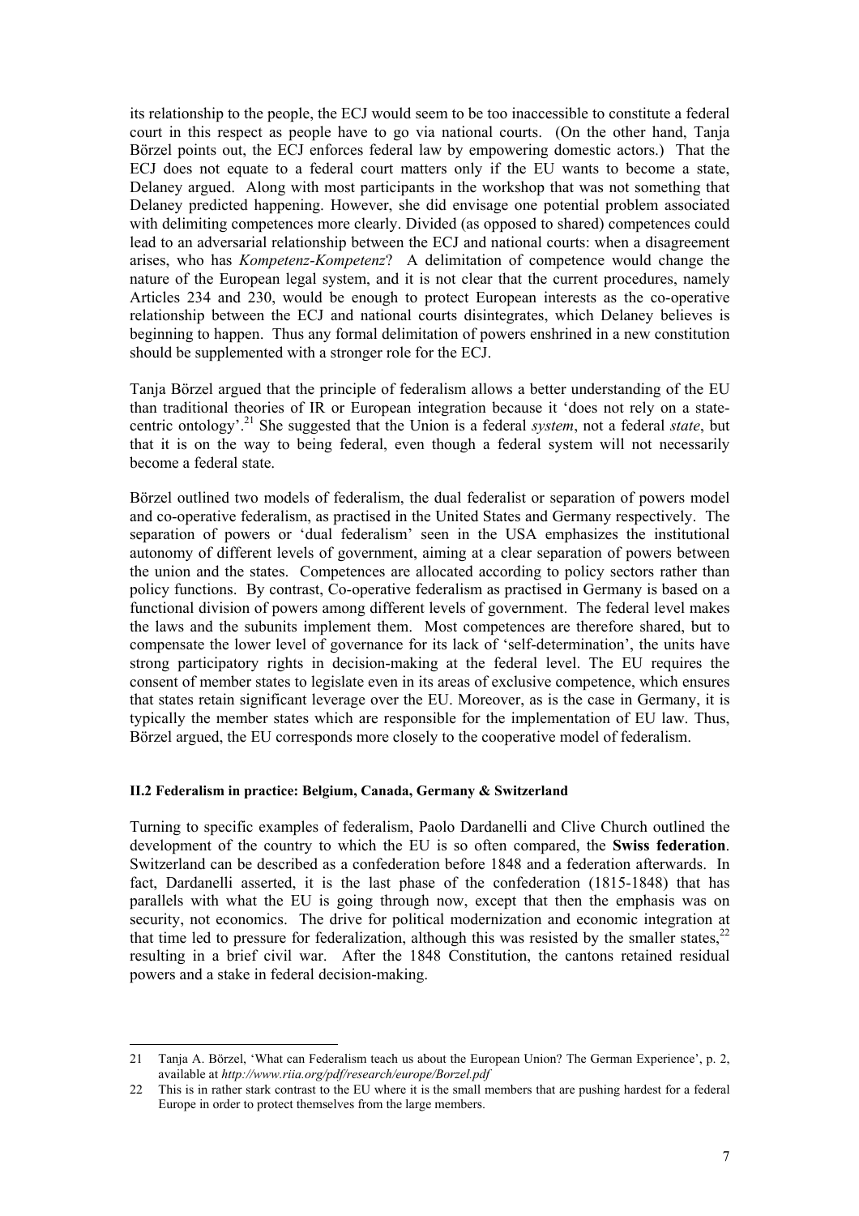its relationship to the people, the ECJ would seem to be too inaccessible to constitute a federal court in this respect as people have to go via national courts. (On the other hand, Tanja Börzel points out, the ECJ enforces federal law by empowering domestic actors.) That the ECJ does not equate to a federal court matters only if the EU wants to become a state, Delaney argued. Along with most participants in the workshop that was not something that Delaney predicted happening. However, she did envisage one potential problem associated with delimiting competences more clearly. Divided (as opposed to shared) competences could lead to an adversarial relationship between the ECJ and national courts: when a disagreement arises, who has *Kompetenz-Kompetenz*? A delimitation of competence would change the nature of the European legal system, and it is not clear that the current procedures, namely Articles 234 and 230, would be enough to protect European interests as the co-operative relationship between the ECJ and national courts disintegrates, which Delaney believes is beginning to happen. Thus any formal delimitation of powers enshrined in a new constitution should be supplemented with a stronger role for the ECJ.

Tanja Börzel argued that the principle of federalism allows a better understanding of the EU than traditional theories of IR or European integration because it 'does not rely on a state-centric ontology'.[21] She suggested that the Union is a federal *system*, not a federal *state*, but that it is on the way to being federal, even though a federal system will not necessarily become a federal state.

Börzel outlined two models of federalism, the dual federalist or separation of powers model and co-operative federalism, as practised in the United States and Germany respectively. The separation of powers or 'dual federalism' seen in the USA emphasizes the institutional autonomy of different levels of government, aiming at a clear separation of powers between the union and the states. Competences are allocated according to policy sectors rather than policy functions. By contrast, Co-operative federalism as practised in Germany is based on a functional division of powers among different levels of government. The federal level makes the laws and the subunits implement them. Most competences are therefore shared, but to compensate the lower level of governance for its lack of 'self-determination', the units have strong participatory rights in decision-making at the federal level. The EU requires the consent of member states to legislate even in its areas of exclusive competence, which ensures that states retain significant leverage over the EU. Moreover, as is the case in Germany, it is typically the member states which are responsible for the implementation of EU law. Thus, Börzel argued, the EU corresponds more closely to the cooperative model of federalism.

#### II.2 Federalism in practice: Belgium, Canada, Germany & Switzerland

Turning to specific examples of federalism, Paolo Dardanelli and Clive Church outlined the development of the country to which the EU is so often compared, the **Swiss federation**. Switzerland can be described as a confederation before 1848 and a federation afterwards. In fact, Dardanelli asserted, it is the last phase of the confederation (1815-1848) that has parallels with what the EU is going through now, except that then the emphasis was on security, not economics. The drive for political modernization and economic integration at that time led to pressure for federalization, although this was resisted by the smaller states,[22] resulting in a brief civil war. After the 1848 Constitution, the cantons retained residual powers and a stake in federal decision-making.

---

21 Tanja A. Börzel, 'What can Federalism teach us about the European Union? The German Experience', p. 2, available at *http://www.riia.org/pdf/research/europe/Borzel.pdf*

22 This is in rather stark contrast to the EU where it is the small members that are pushing hardest for a federal Europe in order to protect themselves from the large members.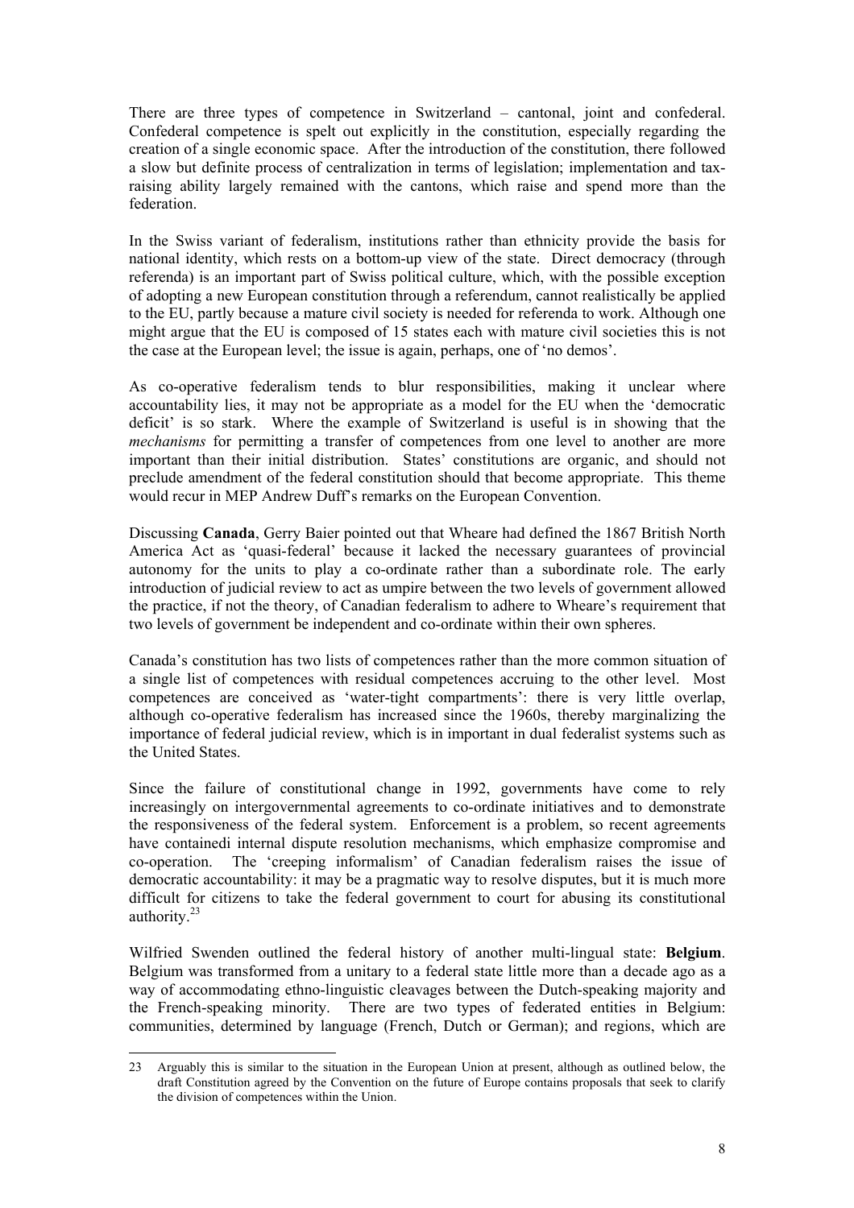There are three types of competence in Switzerland – cantonal, joint and confederal. Confederal competence is spelt out explicitly in the constitution, especially regarding the creation of a single economic space. After the introduction of the constitution, there followed a slow but definite process of centralization in terms of legislation; implementation and tax-raising ability largely remained with the cantons, which raise and spend more than the federation.

In the Swiss variant of federalism, institutions rather than ethnicity provide the basis for national identity, which rests on a bottom-up view of the state. Direct democracy (through referenda) is an important part of Swiss political culture, which, with the possible exception of adopting a new European constitution through a referendum, cannot realistically be applied to the EU, partly because a mature civil society is needed for referenda to work. Although one might argue that the EU is composed of 15 states each with mature civil societies this is not the case at the European level; the issue is again, perhaps, one of 'no demos'.

As co-operative federalism tends to blur responsibilities, making it unclear where accountability lies, it may not be appropriate as a model for the EU when the 'democratic deficit' is so stark. Where the example of Switzerland is useful is in showing that the *mechanisms* for permitting a transfer of competences from one level to another are more important than their initial distribution. States' constitutions are organic, and should not preclude amendment of the federal constitution should that become appropriate. This theme would recur in MEP Andrew Duff's remarks on the European Convention.

Discussing **Canada**, Gerry Baier pointed out that Wheare had defined the 1867 British North America Act as 'quasi-federal' because it lacked the necessary guarantees of provincial autonomy for the units to play a co-ordinate rather than a subordinate role. The early introduction of judicial review to act as umpire between the two levels of government allowed the practice, if not the theory, of Canadian federalism to adhere to Wheare's requirement that two levels of government be independent and co-ordinate within their own spheres.

Canada's constitution has two lists of competences rather than the more common situation of a single list of competences with residual competences accruing to the other level. Most competences are conceived as 'water-tight compartments': there is very little overlap, although co-operative federalism has increased since the 1960s, thereby marginalizing the importance of federal judicial review, which is in important in dual federalist systems such as the United States.

Since the failure of constitutional change in 1992, governments have come to rely increasingly on intergovernmental agreements to co-ordinate initiatives and to demonstrate the responsiveness of the federal system. Enforcement is a problem, so recent agreements have containedi internal dispute resolution mechanisms, which emphasize compromise and co-operation. The 'creeping informalism' of Canadian federalism raises the issue of democratic accountability: it may be a pragmatic way to resolve disputes, but it is much more difficult for citizens to take the federal government to court for abusing its constitutional authority.[23]

Wilfried Swenden outlined the federal history of another multi-lingual state: **Belgium**. Belgium was transformed from a unitary to a federal state little more than a decade ago as a way of accommodating ethno-linguistic cleavages between the Dutch-speaking majority and the French-speaking minority. There are two types of federated entities in Belgium: communities, determined by language (French, Dutch or German); and regions, which are

---

23 Arguably this is similar to the situation in the European Union at present, although as outlined below, the draft Constitution agreed by the Convention on the future of Europe contains proposals that seek to clarify the division of competences within the Union.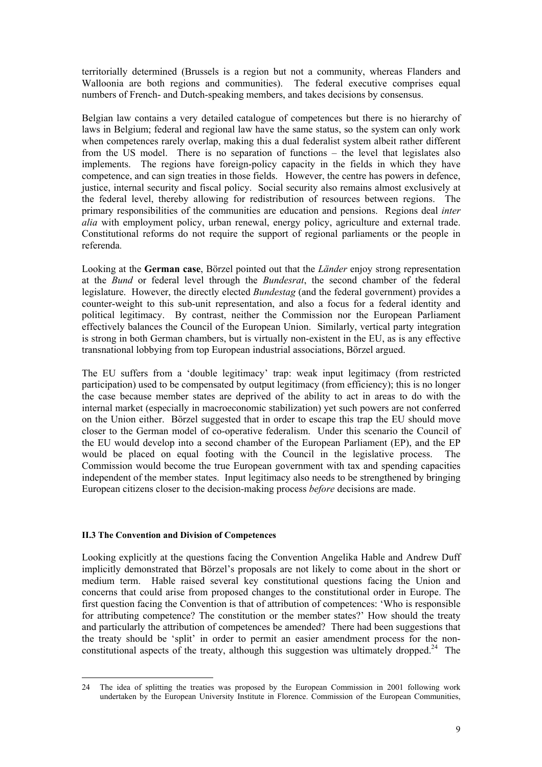territorially determined (Brussels is a region but not a community, whereas Flanders and Walloonia are both regions and communities). The federal executive comprises equal numbers of French- and Dutch-speaking members, and takes decisions by consensus.

Belgian law contains a very detailed catalogue of competences but there is no hierarchy of laws in Belgium; federal and regional law have the same status, so the system can only work when competences rarely overlap, making this a dual federalist system albeit rather different from the US model. There is no separation of functions – the level that legislates also implements. The regions have foreign-policy capacity in the fields in which they have competence, and can sign treaties in those fields. However, the centre has powers in defence, justice, internal security and fiscal policy. Social security also remains almost exclusively at the federal level, thereby allowing for redistribution of resources between regions. The primary responsibilities of the communities are education and pensions. Regions deal *inter alia* with employment policy, urban renewal, energy policy, agriculture and external trade. Constitutional reforms do not require the support of regional parliaments or the people in referenda.

Looking at the **German case**, Börzel pointed out that the *Länder* enjoy strong representation at the *Bund* or federal level through the *Bundesrat*, the second chamber of the federal legislature. However, the directly elected *Bundestag* (and the federal government) provides a counter-weight to this sub-unit representation, and also a focus for a federal identity and political legitimacy. By contrast, neither the Commission nor the European Parliament effectively balances the Council of the European Union. Similarly, vertical party integration is strong in both German chambers, but is virtually non-existent in the EU, as is any effective transnational lobbying from top European industrial associations, Börzel argued.

The EU suffers from a 'double legitimacy' trap: weak input legitimacy (from restricted participation) used to be compensated by output legitimacy (from efficiency); this is no longer the case because member states are deprived of the ability to act in areas to do with the internal market (especially in macroeconomic stabilization) yet such powers are not conferred on the Union either. Börzel suggested that in order to escape this trap the EU should move closer to the German model of co-operative federalism. Under this scenario the Council of the EU would develop into a second chamber of the European Parliament (EP), and the EP would be placed on equal footing with the Council in the legislative process. The Commission would become the true European government with tax and spending capacities independent of the member states. Input legitimacy also needs to be strengthened by bringing European citizens closer to the decision-making process *before* decisions are made.

#### II.3 The Convention and Division of Competences

Looking explicitly at the questions facing the Convention Angelika Hable and Andrew Duff implicitly demonstrated that Börzel's proposals are not likely to come about in the short or medium term. Hable raised several key constitutional questions facing the Union and concerns that could arise from proposed changes to the constitutional order in Europe. The first question facing the Convention is that of attribution of competences: 'Who is responsible for attributing competence? The constitution or the member states?' How should the treaty and particularly the attribution of competences be amended? There had been suggestions that the treaty should be 'split' in order to permit an easier amendment process for the non-constitutional aspects of the treaty, although this suggestion was ultimately dropped.[24] The

---

24 The idea of splitting the treaties was proposed by the European Commission in 2001 following work undertaken by the European University Institute in Florence. Commission of the European Communities,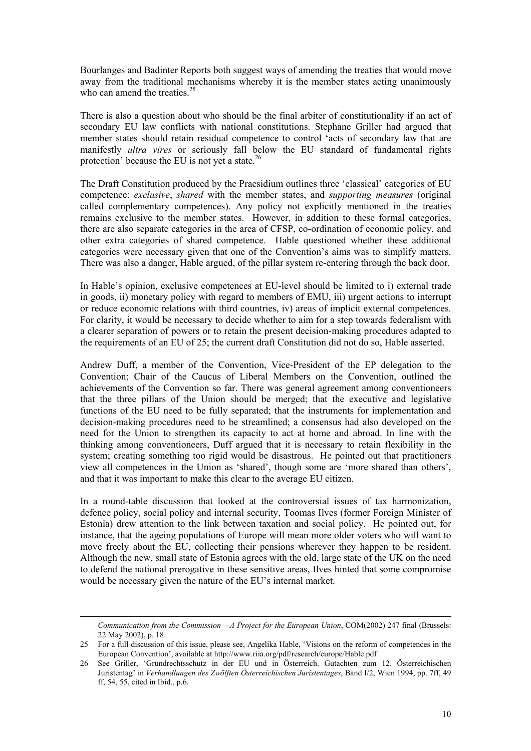Bourlanges and Badinter Reports both suggest ways of amending the treaties that would move away from the traditional mechanisms whereby it is the member states acting unanimously who can amend the treaties.[25]

There is also a question about who should be the final arbiter of constitutionality if an act of secondary EU law conflicts with national constitutions. Stephane Griller had argued that member states should retain residual competence to control 'acts of secondary law that are manifestly *ultra vires* or seriously fall below the EU standard of fundamental rights protection' because the EU is not yet a state.[26]

The Draft Constitution produced by the Praesidium outlines three 'classical' categories of EU competence: *exclusive*, *shared* with the member states, and *supporting measures* (original called complementary competences). Any policy not explicitly mentioned in the treaties remains exclusive to the member states. However, in addition to these formal categories, there are also separate categories in the area of CFSP, co-ordination of economic policy, and other extra categories of shared competence. Hable questioned whether these additional categories were necessary given that one of the Convention's aims was to simplify matters. There was also a danger, Hable argued, of the pillar system re-entering through the back door.

In Hable's opinion, exclusive competences at EU-level should be limited to i) external trade in goods, ii) monetary policy with regard to members of EMU, iii) urgent actions to interrupt or reduce economic relations with third countries, iv) areas of implicit external competences. For clarity, it would be necessary to decide whether to aim for a step towards federalism with a clearer separation of powers or to retain the present decision-making procedures adapted to the requirements of an EU of 25; the current draft Constitution did not do so, Hable asserted.

Andrew Duff, a member of the Convention, Vice-President of the EP delegation to the Convention; Chair of the Caucus of Liberal Members on the Convention, outlined the achievements of the Convention so far. There was general agreement among conventioneers that the three pillars of the Union should be merged; that the executive and legislative functions of the EU need to be fully separated; that the instruments for implementation and decision-making procedures need to be streamlined; a consensus had also developed on the need for the Union to strengthen its capacity to act at home and abroad. In line with the thinking among conventioneers, Duff argued that it is necessary to retain flexibility in the system; creating something too rigid would be disastrous. He pointed out that practitioners view all competences in the Union as 'shared', though some are 'more shared than others', and that it was important to make this clear to the average EU citizen.

In a round-table discussion that looked at the controversial issues of tax harmonization, defence policy, social policy and internal security, Toomas Ilves (former Foreign Minister of Estonia) drew attention to the link between taxation and social policy. He pointed out, for instance, that the ageing populations of Europe will mean more older voters who will want to move freely about the EU, collecting their pensions wherever they happen to be resident. Although the new, small state of Estonia agrees with the old, large state of the UK on the need to defend the national prerogative in these sensitive areas, Ilves hinted that some compromise would be necessary given the nature of the EU's internal market.

---

*Communication from the Commission – A Project for the European Union*, COM(2002) 247 final (Brussels: 22 May 2002), p. 18.

25 For a full discussion of this issue, please see, Angelika Hable, 'Visions on the reform of competences in the European Convention', available at http://www.riia.org/pdf/research/europe/Hable.pdf

26 See Griller, 'Grundrechtsschutz in der EU und in Österreich. Gutachten zum 12. Österreichischen Juristentag' in *Verhandlungen des Zwölften Österreichischen Juristentages*, Band I/2, Wien 1994, pp. 7ff, 49 ff, 54, 55, cited in Ibid., p.6.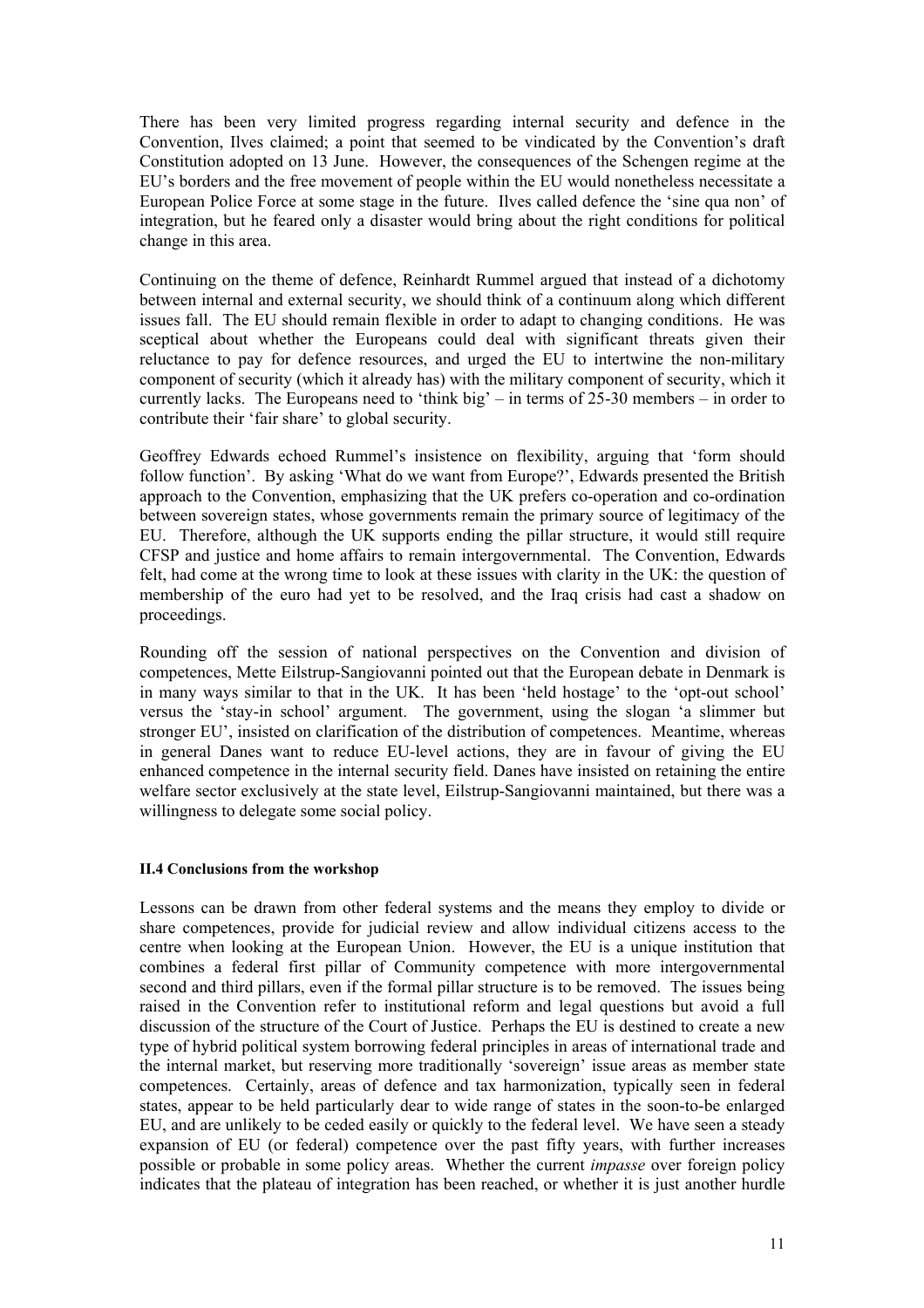There has been very limited progress regarding internal security and defence in the Convention, Ilves claimed; a point that seemed to be vindicated by the Convention's draft Constitution adopted on 13 June. However, the consequences of the Schengen regime at the EU's borders and the free movement of people within the EU would nonetheless necessitate a European Police Force at some stage in the future. Ilves called defence the 'sine qua non' of integration, but he feared only a disaster would bring about the right conditions for political change in this area.

Continuing on the theme of defence, Reinhardt Rummel argued that instead of a dichotomy between internal and external security, we should think of a continuum along which different issues fall. The EU should remain flexible in order to adapt to changing conditions. He was sceptical about whether the Europeans could deal with significant threats given their reluctance to pay for defence resources, and urged the EU to intertwine the non-military component of security (which it already has) with the military component of security, which it currently lacks. The Europeans need to 'think big' – in terms of 25-30 members – in order to contribute their 'fair share' to global security.

Geoffrey Edwards echoed Rummel's insistence on flexibility, arguing that 'form should follow function'. By asking 'What do we want from Europe?', Edwards presented the British approach to the Convention, emphasizing that the UK prefers co-operation and co-ordination between sovereign states, whose governments remain the primary source of legitimacy of the EU. Therefore, although the UK supports ending the pillar structure, it would still require CFSP and justice and home affairs to remain intergovernmental. The Convention, Edwards felt, had come at the wrong time to look at these issues with clarity in the UK: the question of membership of the euro had yet to be resolved, and the Iraq crisis had cast a shadow on proceedings.

Rounding off the session of national perspectives on the Convention and division of competences, Mette Eilstrup-Sangiovanni pointed out that the European debate in Denmark is in many ways similar to that in the UK. It has been 'held hostage' to the 'opt-out school' versus the 'stay-in school' argument. The government, using the slogan 'a slimmer but stronger EU', insisted on clarification of the distribution of competences. Meantime, whereas in general Danes want to reduce EU-level actions, they are in favour of giving the EU enhanced competence in the internal security field. Danes have insisted on retaining the entire welfare sector exclusively at the state level, Eilstrup-Sangiovanni maintained, but there was a willingness to delegate some social policy.

#### II.4 Conclusions from the workshop

Lessons can be drawn from other federal systems and the means they employ to divide or share competences, provide for judicial review and allow individual citizens access to the centre when looking at the European Union. However, the EU is a unique institution that combines a federal first pillar of Community competence with more intergovernmental second and third pillars, even if the formal pillar structure is to be removed. The issues being raised in the Convention refer to institutional reform and legal questions but avoid a full discussion of the structure of the Court of Justice. Perhaps the EU is destined to create a new type of hybrid political system borrowing federal principles in areas of international trade and the internal market, but reserving more traditionally 'sovereign' issue areas as member state competences. Certainly, areas of defence and tax harmonization, typically seen in federal states, appear to be held particularly dear to wide range of states in the soon-to-be enlarged EU, and are unlikely to be ceded easily or quickly to the federal level. We have seen a steady expansion of EU (or federal) competence over the past fifty years, with further increases possible or probable in some policy areas. Whether the current *impasse* over foreign policy indicates that the plateau of integration has been reached, or whether it is just another hurdle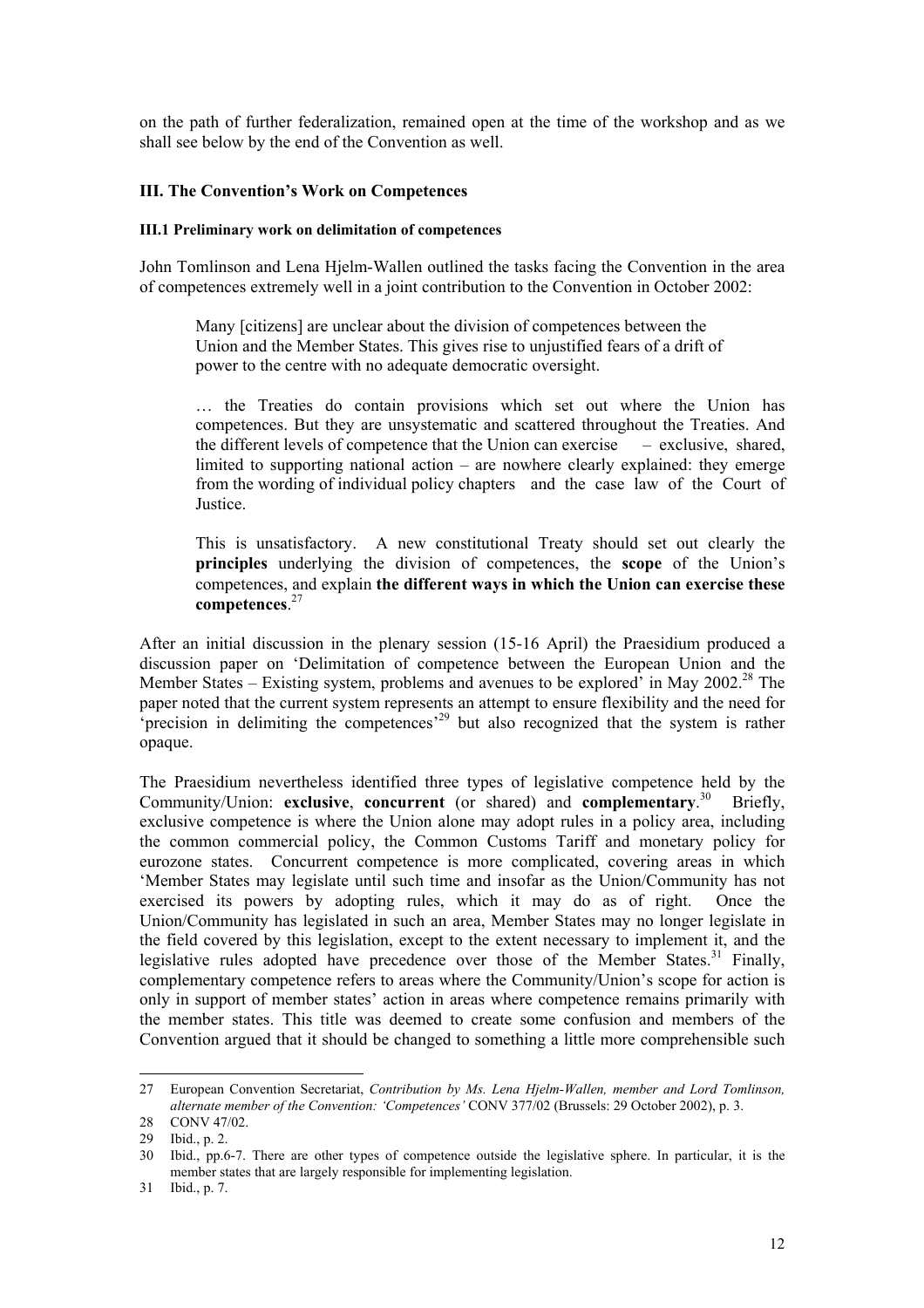on the path of further federalization, remained open at the time of the workshop and as we shall see below by the end of the Convention as well.

## III. The Convention's Work on Competences

### III.1 Preliminary work on delimitation of competences

John Tomlinson and Lena Hjelm-Wallen outlined the tasks facing the Convention in the area of competences extremely well in a joint contribution to the Convention in October 2002:

> Many [citizens] are unclear about the division of competences between the Union and the Member States. This gives rise to unjustified fears of a drift of power to the centre with no adequate democratic oversight.
>
> … the Treaties do contain provisions which set out where the Union has competences. But they are unsystematic and scattered throughout the Treaties. And the different levels of competence that the Union can exercise – exclusive, shared, limited to supporting national action – are nowhere clearly explained: they emerge from the wording of individual policy chapters and the case law of the Court of Justice.
>
> This is unsatisfactory. A new constitutional Treaty should set out clearly the **principles** underlying the division of competences, the **scope** of the Union's competences, and explain **the different ways in which the Union can exercise these competences**.[27]

After an initial discussion in the plenary session (15-16 April) the Praesidium produced a discussion paper on 'Delimitation of competence between the European Union and the Member States – Existing system, problems and avenues to be explored' in May 2002.[28] The paper noted that the current system represents an attempt to ensure flexibility and the need for 'precision in delimiting the competences'[29] but also recognized that the system is rather opaque.

The Praesidium nevertheless identified three types of legislative competence held by the Community/Union: **exclusive**, **concurrent** (or shared) and **complementary**.[30] Briefly, exclusive competence is where the Union alone may adopt rules in a policy area, including the common commercial policy, the Common Customs Tariff and monetary policy for eurozone states. Concurrent competence is more complicated, covering areas in which 'Member States may legislate until such time and insofar as the Union/Community has not exercised its powers by adopting rules, which it may do as of right. Once the Union/Community has legislated in such an area, Member States may no longer legislate in the field covered by this legislation, except to the extent necessary to implement it, and the legislative rules adopted have precedence over those of the Member States.[31] Finally, complementary competence refers to areas where the Community/Union's scope for action is only in support of member states' action in areas where competence remains primarily with the member states. This title was deemed to create some confusion and members of the Convention argued that it should be changed to something a little more comprehensible such

---

27 European Convention Secretariat, *Contribution by Ms. Lena Hjelm-Wallen, member and Lord Tomlinson, alternate member of the Convention: 'Competences'* CONV 377/02 (Brussels: 29 October 2002), p. 3.

28 CONV 47/02.

29 Ibid., p. 2.

30 Ibid., pp.6-7. There are other types of competence outside the legislative sphere. In particular, it is the member states that are largely responsible for implementing legislation.

31 Ibid., p. 7.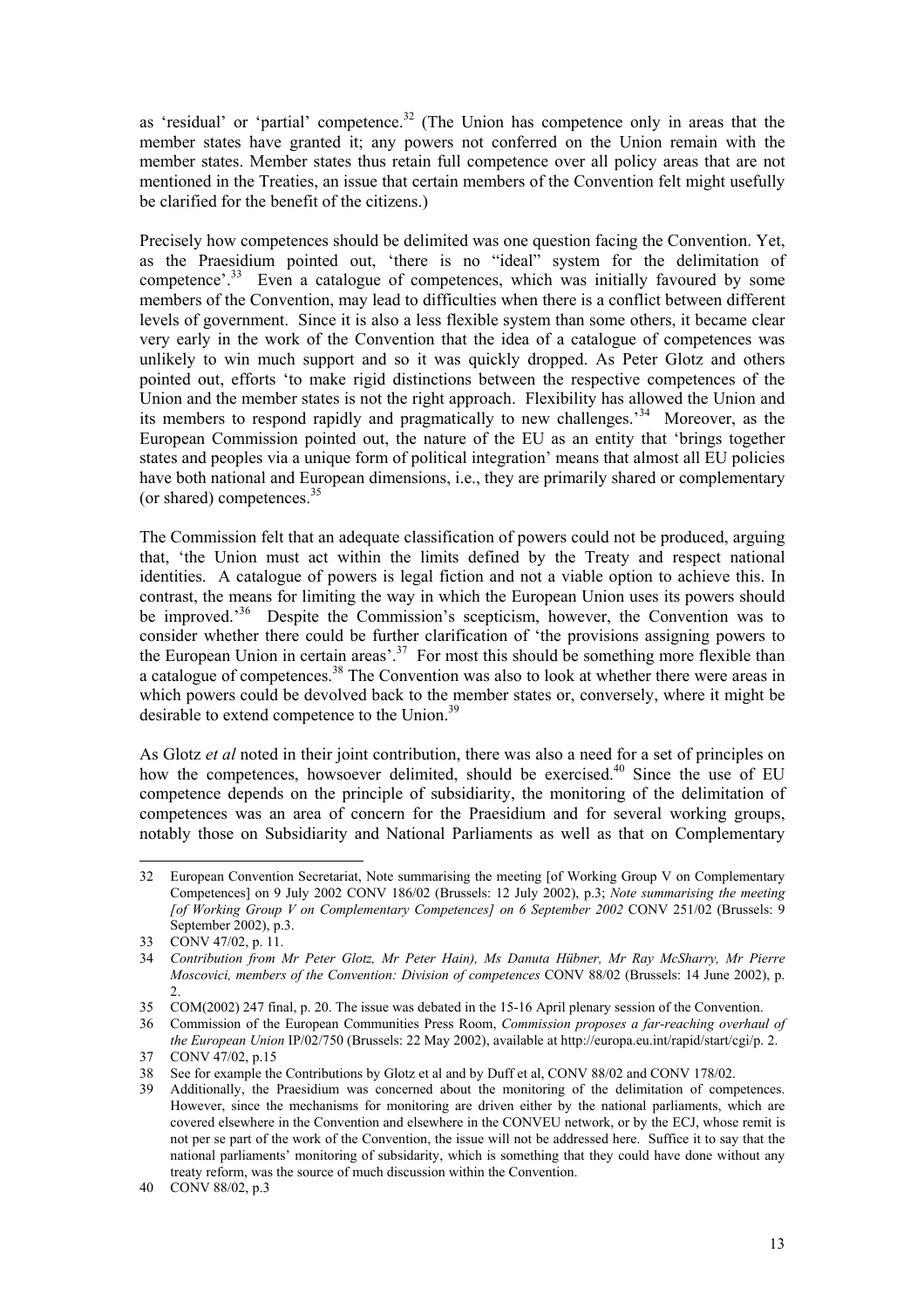as 'residual' or 'partial' competence.[32] (The Union has competence only in areas that the member states have granted it; any powers not conferred on the Union remain with the member states. Member states thus retain full competence over all policy areas that are not mentioned in the Treaties, an issue that certain members of the Convention felt might usefully be clarified for the benefit of the citizens.)

Precisely how competences should be delimited was one question facing the Convention. Yet, as the Praesidium pointed out, 'there is no "ideal" system for the delimitation of competence'.[33] Even a catalogue of competences, which was initially favoured by some members of the Convention, may lead to difficulties when there is a conflict between different levels of government. Since it is also a less flexible system than some others, it became clear very early in the work of the Convention that the idea of a catalogue of competences was unlikely to win much support and so it was quickly dropped. As Peter Glotz and others pointed out, efforts 'to make rigid distinctions between the respective competences of the Union and the member states is not the right approach. Flexibility has allowed the Union and its members to respond rapidly and pragmatically to new challenges.'[34] Moreover, as the European Commission pointed out, the nature of the EU as an entity that 'brings together states and peoples via a unique form of political integration' means that almost all EU policies have both national and European dimensions, i.e., they are primarily shared or complementary (or shared) competences.[35]

The Commission felt that an adequate classification of powers could not be produced, arguing that, 'the Union must act within the limits defined by the Treaty and respect national identities. A catalogue of powers is legal fiction and not a viable option to achieve this. In contrast, the means for limiting the way in which the European Union uses its powers should be improved.'[36] Despite the Commission's scepticism, however, the Convention was to consider whether there could be further clarification of 'the provisions assigning powers to the European Union in certain areas'.[37] For most this should be something more flexible than a catalogue of competences.[38] The Convention was also to look at whether there were areas in which powers could be devolved back to the member states or, conversely, where it might be desirable to extend competence to the Union.[39]

As Glotz *et al* noted in their joint contribution, there was also a need for a set of principles on how the competences, howsoever delimited, should be exercised.[40] Since the use of EU competence depends on the principle of subsidiarity, the monitoring of the delimitation of competences was an area of concern for the Praesidium and for several working groups, notably those on Subsidiarity and National Parliaments as well as that on Complementary

---

32 European Convention Secretariat, Note summarising the meeting [of Working Group V on Complementary Competences] on 9 July 2002 CONV 186/02 (Brussels: 12 July 2002), p.3; *Note summarising the meeting [of Working Group V on Complementary Competences] on 6 September 2002* CONV 251/02 (Brussels: 9 September 2002), p.3.

33 CONV 47/02, p. 11.

34 *Contribution from Mr Peter Glotz, Mr Peter Hain), Ms Danuta Hübner, Mr Ray McSharry, Mr Pierre Moscovici, members of the Convention: Division of competences* CONV 88/02 (Brussels: 14 June 2002), p. 2.

35 COM(2002) 247 final, p. 20. The issue was debated in the 15-16 April plenary session of the Convention.

36 Commission of the European Communities Press Room, *Commission proposes a far-reaching overhaul of the European Union* IP/02/750 (Brussels: 22 May 2002), available at http://europa.eu.int/rapid/start/cgi/p. 2.

37 CONV 47/02, p.15

38 See for example the Contributions by Glotz et al and by Duff et al, CONV 88/02 and CONV 178/02.

39 Additionally, the Praesidium was concerned about the monitoring of the delimitation of competences. However, since the mechanisms for monitoring are driven either by the national parliaments, which are covered elsewhere in the Convention and elsewhere in the CONVEU network, or by the ECJ, whose remit is not per se part of the work of the Convention, the issue will not be addressed here. Suffice it to say that the national parliaments' monitoring of subsidiarity, which is something that they could have done without any treaty reform, was the source of much discussion within the Convention.

40 CONV 88/02, p.3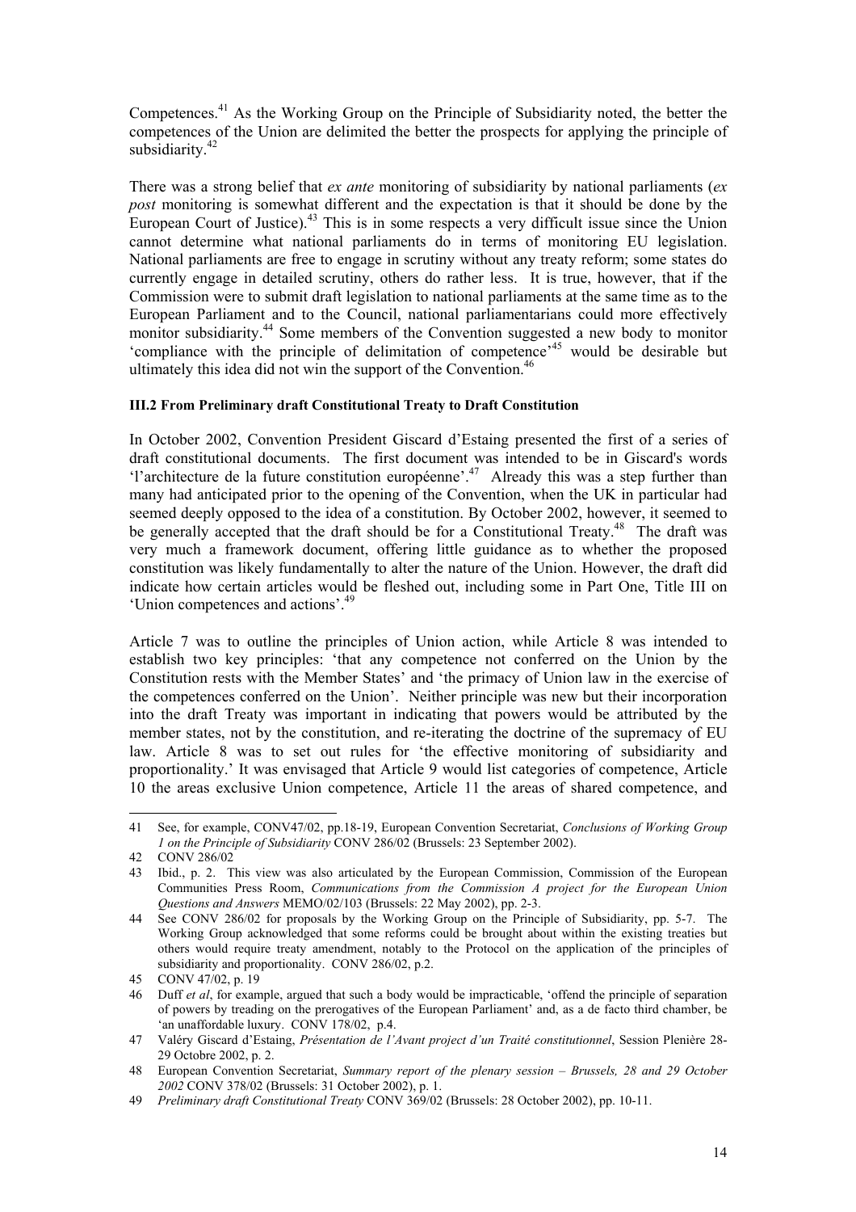Competences.[41] As the Working Group on the Principle of Subsidiarity noted, the better the competences of the Union are delimited the better the prospects for applying the principle of subsidiarity.[42]

There was a strong belief that *ex ante* monitoring of subsidiarity by national parliaments (*ex post* monitoring is somewhat different and the expectation is that it should be done by the European Court of Justice).[43] This is in some respects a very difficult issue since the Union cannot determine what national parliaments do in terms of monitoring EU legislation. National parliaments are free to engage in scrutiny without any treaty reform; some states do currently engage in detailed scrutiny, others do rather less. It is true, however, that if the Commission were to submit draft legislation to national parliaments at the same time as to the European Parliament and to the Council, national parliamentarians could more effectively monitor subsidiarity.[44] Some members of the Convention suggested a new body to monitor 'compliance with the principle of delimitation of competence'[45] would be desirable but ultimately this idea did not win the support of the Convention.[46]

**III.2 From Preliminary draft Constitutional Treaty to Draft Constitution**

In October 2002, Convention President Giscard d'Estaing presented the first of a series of draft constitutional documents. The first document was intended to be in Giscard's words 'l'architecture de la future constitution européenne'.[47] Already this was a step further than many had anticipated prior to the opening of the Convention, when the UK in particular had seemed deeply opposed to the idea of a constitution. By October 2002, however, it seemed to be generally accepted that the draft should be for a Constitutional Treaty.[48] The draft was very much a framework document, offering little guidance as to whether the proposed constitution was likely fundamentally to alter the nature of the Union. However, the draft did indicate how certain articles would be fleshed out, including some in Part One, Title III on 'Union competences and actions'.[49]

Article 7 was to outline the principles of Union action, while Article 8 was intended to establish two key principles: 'that any competence not conferred on the Union by the Constitution rests with the Member States' and 'the primacy of Union law in the exercise of the competences conferred on the Union'. Neither principle was new but their incorporation into the draft Treaty was important in indicating that powers would be attributed by the member states, not by the constitution, and re-iterating the doctrine of the supremacy of EU law. Article 8 was to set out rules for 'the effective monitoring of subsidiarity and proportionality.' It was envisaged that Article 9 would list categories of competence, Article 10 the areas exclusive Union competence, Article 11 the areas of shared competence, and

---

41 See, for example, CONV47/02, pp.18-19, European Convention Secretariat, *Conclusions of Working Group 1 on the Principle of Subsidiarity* CONV 286/02 (Brussels: 23 September 2002).

42 CONV 286/02

43 Ibid., p. 2. This view was also articulated by the European Commission, Commission of the European Communities Press Room, *Communications from the Commission A project for the European Union Questions and Answers* MEMO/02/103 (Brussels: 22 May 2002), pp. 2-3.

44 See CONV 286/02 for proposals by the Working Group on the Principle of Subsidiarity, pp. 5-7. The Working Group acknowledged that some reforms could be brought about within the existing treaties but others would require treaty amendment, notably to the Protocol on the application of the principles of subsidiarity and proportionality. CONV 286/02, p.2.

45 CONV 47/02, p. 19

46 Duff *et al*, for example, argued that such a body would be impracticable, 'offend the principle of separation of powers by treading on the prerogatives of the European Parliament' and, as a de facto third chamber, be 'an unaffordable luxury. CONV 178/02, p.4.

47 Valéry Giscard d'Estaing, *Présentation de l'Avant project d'un Traité constitutionnel*, Session Plenière 28-29 Octobre 2002, p. 2.

48 European Convention Secretariat, *Summary report of the plenary session – Brussels, 28 and 29 October 2002* CONV 378/02 (Brussels: 31 October 2002), p. 1.

49 *Preliminary draft Constitutional Treaty* CONV 369/02 (Brussels: 28 October 2002), pp. 10-11.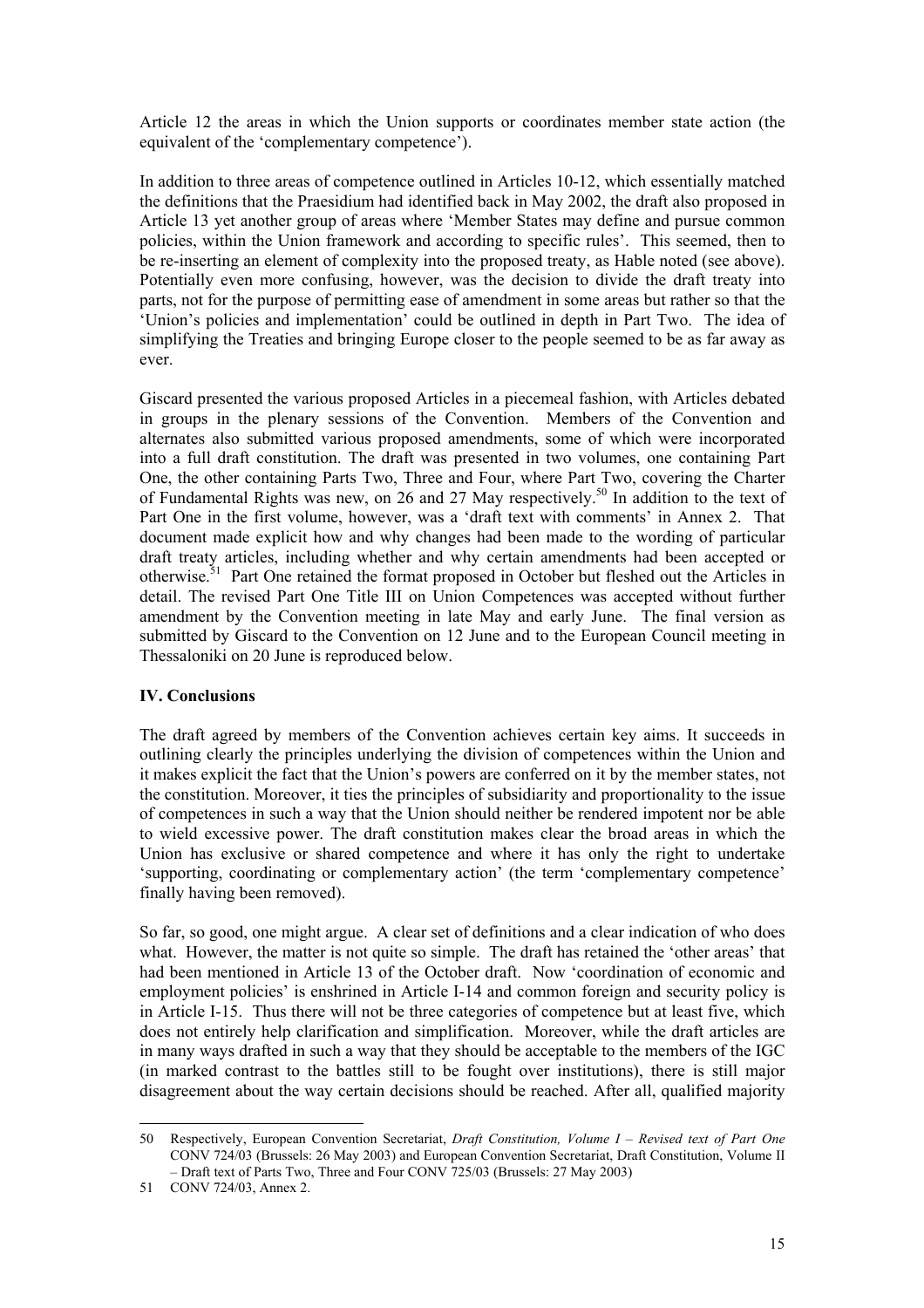Article 12 the areas in which the Union supports or coordinates member state action (the equivalent of the 'complementary competence').

In addition to three areas of competence outlined in Articles 10-12, which essentially matched the definitions that the Praesidium had identified back in May 2002, the draft also proposed in Article 13 yet another group of areas where 'Member States may define and pursue common policies, within the Union framework and according to specific rules'. This seemed, then to be re-inserting an element of complexity into the proposed treaty, as Hable noted (see above). Potentially even more confusing, however, was the decision to divide the draft treaty into parts, not for the purpose of permitting ease of amendment in some areas but rather so that the 'Union's policies and implementation' could be outlined in depth in Part Two. The idea of simplifying the Treaties and bringing Europe closer to the people seemed to be as far away as ever.

Giscard presented the various proposed Articles in a piecemeal fashion, with Articles debated in groups in the plenary sessions of the Convention. Members of the Convention and alternates also submitted various proposed amendments, some of which were incorporated into a full draft constitution. The draft was presented in two volumes, one containing Part One, the other containing Parts Two, Three and Four, where Part Two, covering the Charter of Fundamental Rights was new, on 26 and 27 May respectively.[50] In addition to the text of Part One in the first volume, however, was a 'draft text with comments' in Annex 2. That document made explicit how and why changes had been made to the wording of particular draft treaty articles, including whether and why certain amendments had been accepted or otherwise.[51] Part One retained the format proposed in October but fleshed out the Articles in detail. The revised Part One Title III on Union Competences was accepted without further amendment by the Convention meeting in late May and early June. The final version as submitted by Giscard to the Convention on 12 June and to the European Council meeting in Thessaloniki on 20 June is reproduced below.

## IV. Conclusions

The draft agreed by members of the Convention achieves certain key aims. It succeeds in outlining clearly the principles underlying the division of competences within the Union and it makes explicit the fact that the Union's powers are conferred on it by the member states, not the constitution. Moreover, it ties the principles of subsidiarity and proportionality to the issue of competences in such a way that the Union should neither be rendered impotent nor be able to wield excessive power. The draft constitution makes clear the broad areas in which the Union has exclusive or shared competence and where it has only the right to undertake 'supporting, coordinating or complementary action' (the term 'complementary competence' finally having been removed).

So far, so good, one might argue. A clear set of definitions and a clear indication of who does what. However, the matter is not quite so simple. The draft has retained the 'other areas' that had been mentioned in Article 13 of the October draft. Now 'coordination of economic and employment policies' is enshrined in Article I-14 and common foreign and security policy is in Article I-15. Thus there will not be three categories of competence but at least five, which does not entirely help clarification and simplification. Moreover, while the draft articles are in many ways drafted in such a way that they should be acceptable to the members of the IGC (in marked contrast to the battles still to be fought over institutions), there is still major disagreement about the way certain decisions should be reached. After all, qualified majority

---

50 Respectively, European Convention Secretariat, *Draft Constitution, Volume I – Revised text of Part One* CONV 724/03 (Brussels: 26 May 2003) and European Convention Secretariat, Draft Constitution, Volume II – Draft text of Parts Two, Three and Four CONV 725/03 (Brussels: 27 May 2003)

51 CONV 724/03, Annex 2.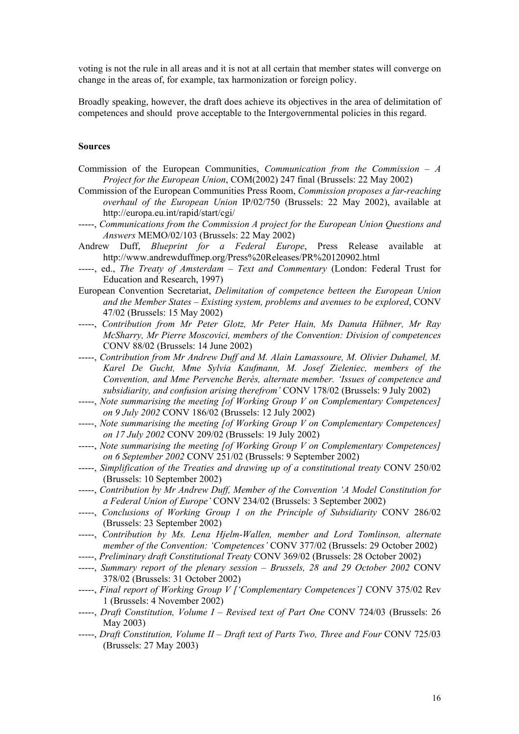voting is not the rule in all areas and it is not at all certain that member states will converge on change in the areas of, for example, tax harmonization or foreign policy.

Broadly speaking, however, the draft does achieve its objectives in the area of delimitation of competences and should prove acceptable to the Intergovernmental policies in this regard.

**Sources**

Commission of the European Communities, *Communication from the Commission – A Project for the European Union*, COM(2002) 247 final (Brussels: 22 May 2002)

Commission of the European Communities Press Room, *Commission proposes a far-reaching overhaul of the European Union* IP/02/750 (Brussels: 22 May 2002), available at http://europa.eu.int/rapid/start/cgi/

-----, *Communications from the Commission A project for the European Union Questions and Answers* MEMO/02/103 (Brussels: 22 May 2002)

Andrew Duff, *Blueprint for a Federal Europe*, Press Release available at http://www.andrewduffmep.org/Press%20Releases/PR%20120902.html

-----, ed., *The Treaty of Amsterdam – Text and Commentary* (London: Federal Trust for Education and Research, 1997)

European Convention Secretariat, *Delimitation of competence betteen the European Union and the Member States – Existing system, problems and avenues to be explored*, CONV 47/02 (Brussels: 15 May 2002)

-----, *Contribution from Mr Peter Glotz, Mr Peter Hain, Ms Danuta Hübner, Mr Ray McSharry, Mr Pierre Moscovici, members of the Convention: Division of competences* CONV 88/02 (Brussels: 14 June 2002)

-----, *Contribution from Mr Andrew Duff and M. Alain Lamassoure, M. Olivier Duhamel, M. Karel De Gucht, Mme Sylvia Kaufmann, M. Josef Zieleniec, members of the Convention, and Mme Pervenche Berès, alternate member. 'Issues of competence and subsidiarity, and confusion arising therefrom'* CONV 178/02 (Brussels: 9 July 2002)

-----, *Note summarising the meeting [of Working Group V on Complementary Competences] on 9 July 2002* CONV 186/02 (Brussels: 12 July 2002)

-----, *Note summarising the meeting [of Working Group V on Complementary Competences] on 17 July 2002* CONV 209/02 (Brussels: 19 July 2002)

-----, *Note summarising the meeting [of Working Group V on Complementary Competences] on 6 September 2002* CONV 251/02 (Brussels: 9 September 2002)

-----, *Simplification of the Treaties and drawing up of a constitutional treaty* CONV 250/02 (Brussels: 10 September 2002)

-----, *Contribution by Mr Andrew Duff, Member of the Convention 'A Model Constitution for a Federal Union of Europe'* CONV 234/02 (Brussels: 3 September 2002)

-----, *Conclusions of Working Group 1 on the Principle of Subsidiarity* CONV 286/02 (Brussels: 23 September 2002)

-----, *Contribution by Ms. Lena Hjelm-Wallen, member and Lord Tomlinson, alternate member of the Convention: 'Competences'* CONV 377/02 (Brussels: 29 October 2002)

-----, *Preliminary draft Constitutional Treaty* CONV 369/02 (Brussels: 28 October 2002)

-----, *Summary report of the plenary session – Brussels, 28 and 29 October 2002* CONV 378/02 (Brussels: 31 October 2002)

-----, *Final report of Working Group V ['Complementary Competences']* CONV 375/02 Rev 1 (Brussels: 4 November 2002)

-----, *Draft Constitution, Volume I – Revised text of Part One* CONV 724/03 (Brussels: 26 May 2003)

-----, *Draft Constitution, Volume II – Draft text of Parts Two, Three and Four* CONV 725/03 (Brussels: 27 May 2003)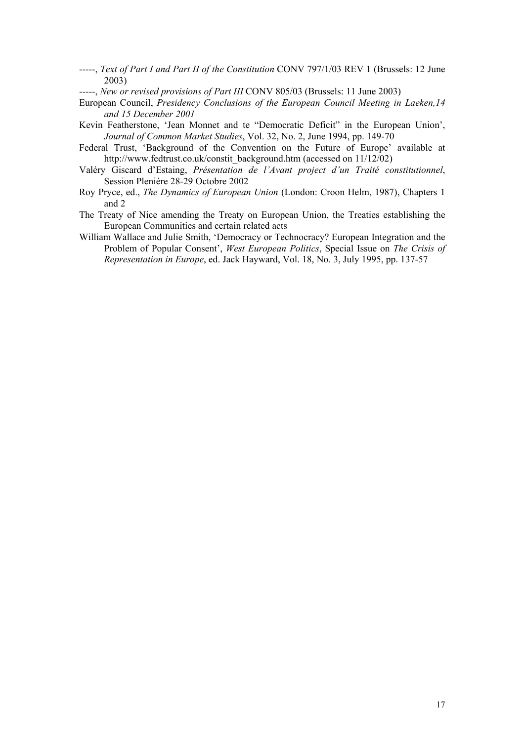-----, *Text of Part I and Part II of the Constitution* CONV 797/1/03 REV 1 (Brussels: 12 June 2003)

-----, *New or revised provisions of Part III* CONV 805/03 (Brussels: 11 June 2003)

European Council, *Presidency Conclusions of the European Council Meeting in Laeken,14 and 15 December 2001*

Kevin Featherstone, 'Jean Monnet and te "Democratic Deficit" in the European Union', *Journal of Common Market Studies*, Vol. 32, No. 2, June 1994, pp. 149-70

Federal Trust, 'Background of the Convention on the Future of Europe' available at http://www.fedtrust.co.uk/constit_background.htm (accessed on 11/12/02)

Valéry Giscard d'Estaing, *Présentation de l'Avant project d'un Traité constitutionnel*, Session Plenière 28-29 Octobre 2002

Roy Pryce, ed., *The Dynamics of European Union* (London: Croon Helm, 1987), Chapters 1 and 2

The Treaty of Nice amending the Treaty on European Union, the Treaties establishing the European Communities and certain related acts

William Wallace and Julie Smith, 'Democracy or Technocracy? European Integration and the Problem of Popular Consent', *West European Politics*, Special Issue on *The Crisis of Representation in Europe*, ed. Jack Hayward, Vol. 18, No. 3, July 1995, pp. 137-57